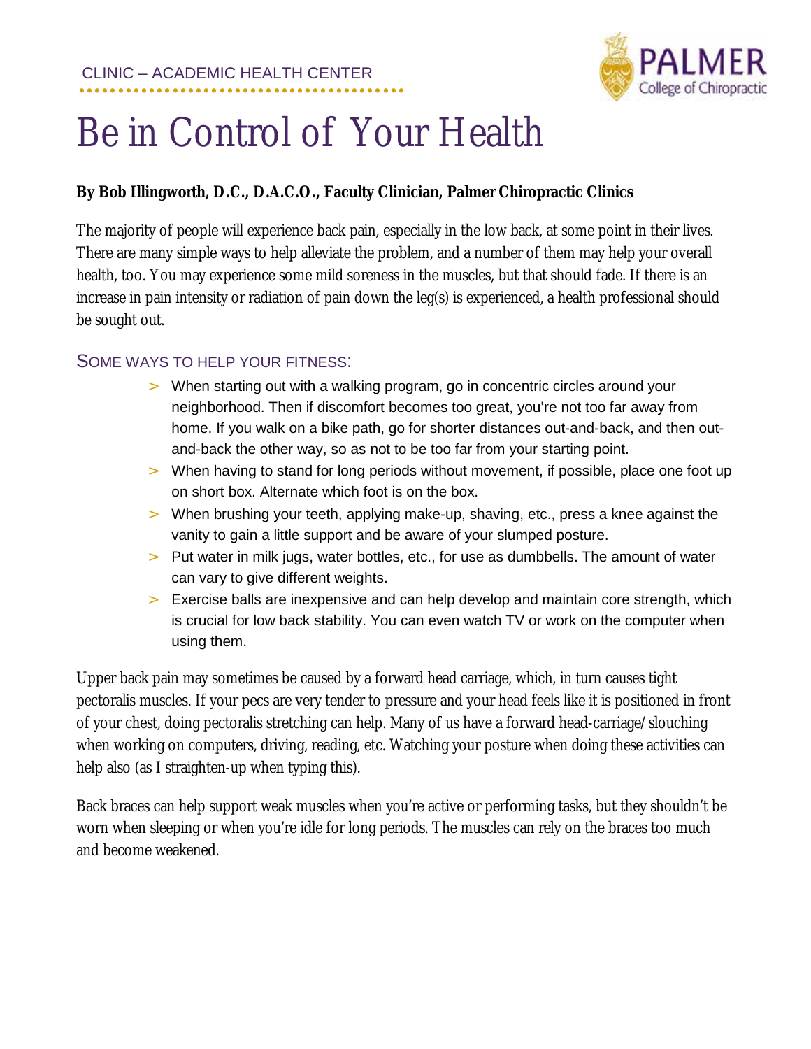CLINIC – ACADEMIC HEALTH CENTER

# Be in Control of Your Health

**By Bob Illingworth, D.C., D.A.C.O., Faculty Clinician, Palmer Chiropractic Clinics**

The majority of people will experience back pain, especially in the low back, at some point in their lives. There are many simple ways to help alleviate the problem, and a number of them may help your overall health, too. You may experience some mild soreness in the muscles, but that should fade. If there is an increase in pain intensity or radiation of pain down the leg(s) is experienced, a health professional should be sought out.

## Some ways to help your fitness:

- When starting out with a walking program, go in concentric circles around your neighborhood. Then if discomfort becomes too great, you're not too far away from home. If you walk on a bike path, go for shorter distances out-and-back, and then out-and-back the other way, so as not to be too far from your starting point.
- When having to stand for long periods without movement, if possible, place one foot up on short box. Alternate which foot is on the box.
- When brushing your teeth, applying make-up, shaving, etc., press a knee against the vanity to gain a little support and be aware of your slumped posture.
- Put water in milk jugs, water bottles, etc., for use as dumbbells. The amount of water can vary to give different weights.
- Exercise balls are inexpensive and can help develop and maintain core strength, which is crucial for low back stability. You can even watch TV or work on the computer when using them.

Upper back pain may sometimes be caused by a forward head carriage, which, in turn causes tight pectoralis muscles. If your pecs are very tender to pressure and your head feels like it is positioned in front of your chest, doing pectoralis stretching can help. Many of us have a forward head-carriage/slouching when working on computers, driving, reading, etc. Watching your posture when doing these activities can help also (as I straighten-up when typing this).

Back braces can help support weak muscles when you're active or performing tasks, but they shouldn't be worn when sleeping or when you're idle for long periods. The muscles can rely on the braces too much and become weakened.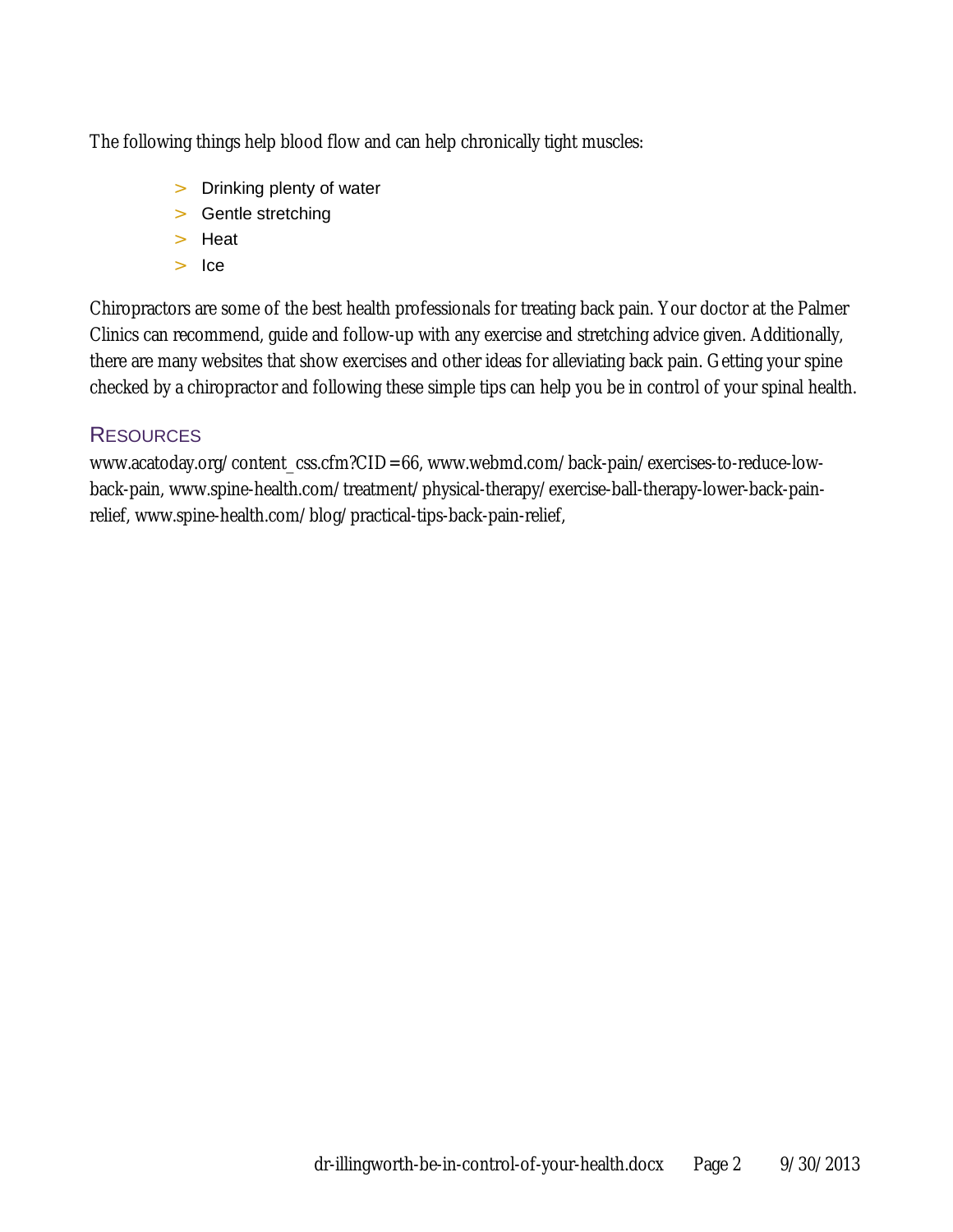The following things help blood flow and can help chronically tight muscles:

- Drinking plenty of water
- Gentle stretching
- Heat
- Ice

Chiropractors are some of the best health professionals for treating back pain. Your doctor at the Palmer Clinics can recommend, guide and follow-up with any exercise and stretching advice given. Additionally, there are many websites that show exercises and other ideas for alleviating back pain. Getting your spine checked by a chiropractor and following these simple tips can help you be in control of your spinal health.

## Resources

www.acatoday.org/content_css.cfm?CID=66, www.webmd.com/back-pain/exercises-to-reduce-low-back-pain, www.spine-health.com/treatment/physical-therapy/exercise-ball-therapy-lower-back-pain-relief, www.spine-health.com/blog/practical-tips-back-pain-relief,